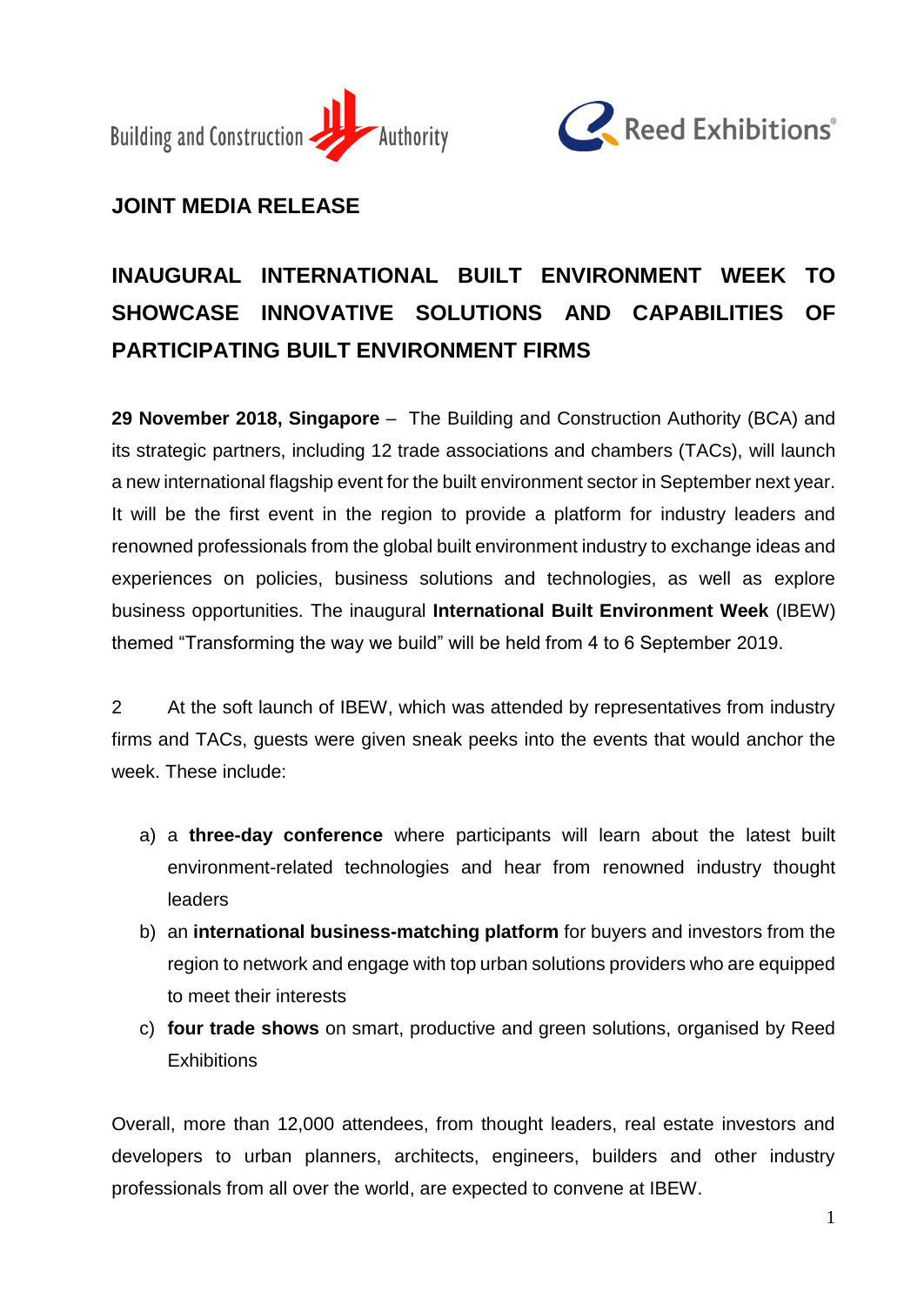Building and Construction Authority

Reed Exhibitions

**JOINT MEDIA RELEASE**

# INAUGURAL INTERNATIONAL BUILT ENVIRONMENT WEEK TO SHOWCASE INNOVATIVE SOLUTIONS AND CAPABILITIES OF PARTICIPATING BUILT ENVIRONMENT FIRMS

**29 November 2018, Singapore** – The Building and Construction Authority (BCA) and its strategic partners, including 12 trade associations and chambers (TACs), will launch a new international flagship event for the built environment sector in September next year. It will be the first event in the region to provide a platform for industry leaders and renowned professionals from the global built environment industry to exchange ideas and experiences on policies, business solutions and technologies, as well as explore business opportunities. The inaugural **International Built Environment Week** (IBEW) themed "Transforming the way we build" will be held from 4 to 6 September 2019.

2 At the soft launch of IBEW, which was attended by representatives from industry firms and TACs, guests were given sneak peeks into the events that would anchor the week. These include:

a) a **three-day conference** where participants will learn about the latest built environment-related technologies and hear from renowned industry thought leaders

b) an **international business-matching platform** for buyers and investors from the region to network and engage with top urban solutions providers who are equipped to meet their interests

c) **four trade shows** on smart, productive and green solutions, organised by Reed Exhibitions

Overall, more than 12,000 attendees, from thought leaders, real estate investors and developers to urban planners, architects, engineers, builders and other industry professionals from all over the world, are expected to convene at IBEW.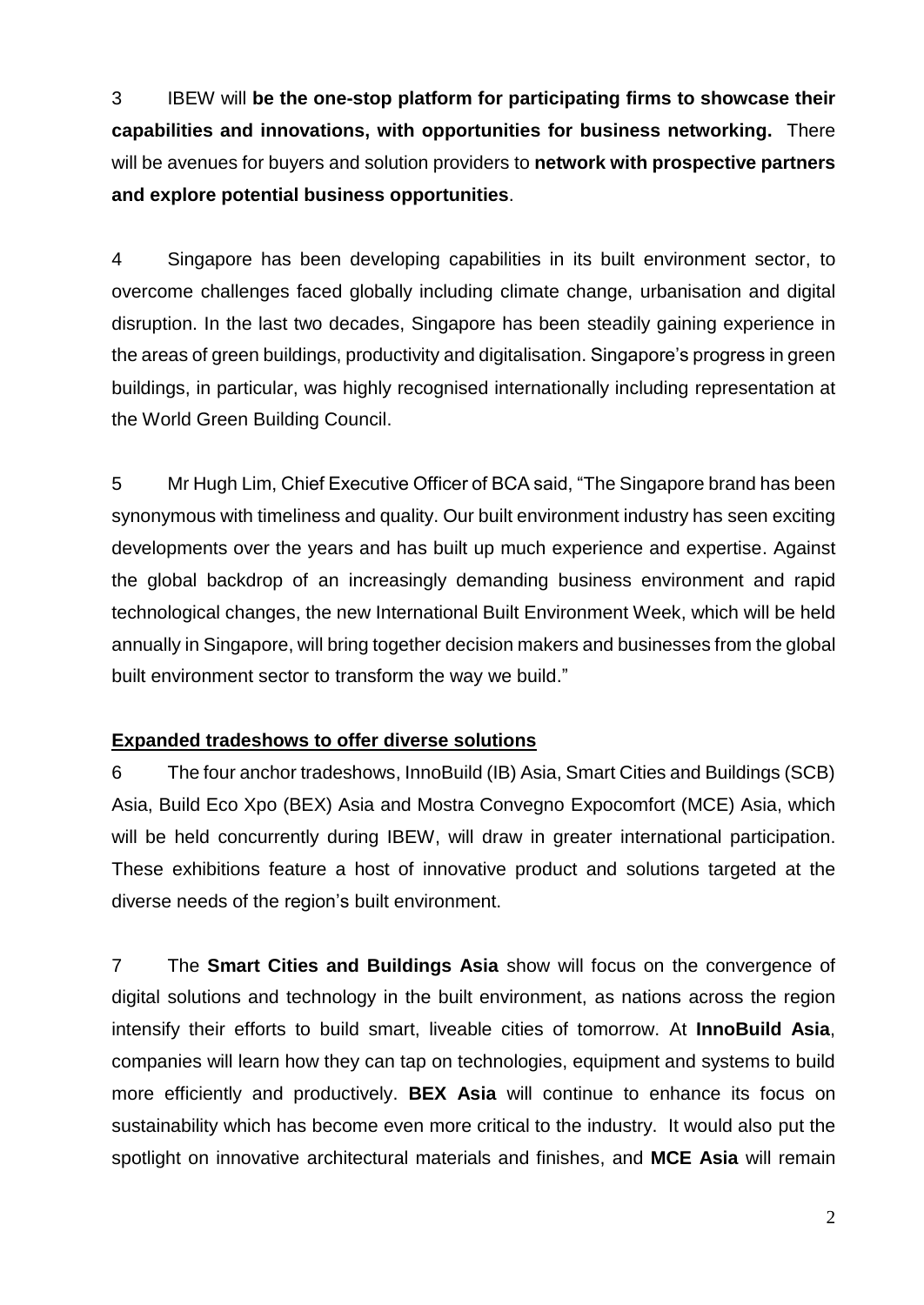3 IBEW will **be the one-stop platform for participating firms to showcase their capabilities and innovations, with opportunities for business networking.** There will be avenues for buyers and solution providers to **network with prospective partners and explore potential business opportunities**.

4 Singapore has been developing capabilities in its built environment sector, to overcome challenges faced globally including climate change, urbanisation and digital disruption. In the last two decades, Singapore has been steadily gaining experience in the areas of green buildings, productivity and digitalisation. Singapore's progress in green buildings, in particular, was highly recognised internationally including representation at the World Green Building Council.

5 Mr Hugh Lim, Chief Executive Officer of BCA said, "The Singapore brand has been synonymous with timeliness and quality. Our built environment industry has seen exciting developments over the years and has built up much experience and expertise. Against the global backdrop of an increasingly demanding business environment and rapid technological changes, the new International Built Environment Week, which will be held annually in Singapore, will bring together decision makers and businesses from the global built environment sector to transform the way we build."

**Expanded tradeshows to offer diverse solutions**

6 The four anchor tradeshows, InnoBuild (IB) Asia, Smart Cities and Buildings (SCB) Asia, Build Eco Xpo (BEX) Asia and Mostra Convegno Expocomfort (MCE) Asia, which will be held concurrently during IBEW, will draw in greater international participation. These exhibitions feature a host of innovative product and solutions targeted at the diverse needs of the region's built environment.

7 The **Smart Cities and Buildings Asia** show will focus on the convergence of digital solutions and technology in the built environment, as nations across the region intensify their efforts to build smart, liveable cities of tomorrow. At **InnoBuild Asia**, companies will learn how they can tap on technologies, equipment and systems to build more efficiently and productively. **BEX Asia** will continue to enhance its focus on sustainability which has become even more critical to the industry. It would also put the spotlight on innovative architectural materials and finishes, and **MCE Asia** will remain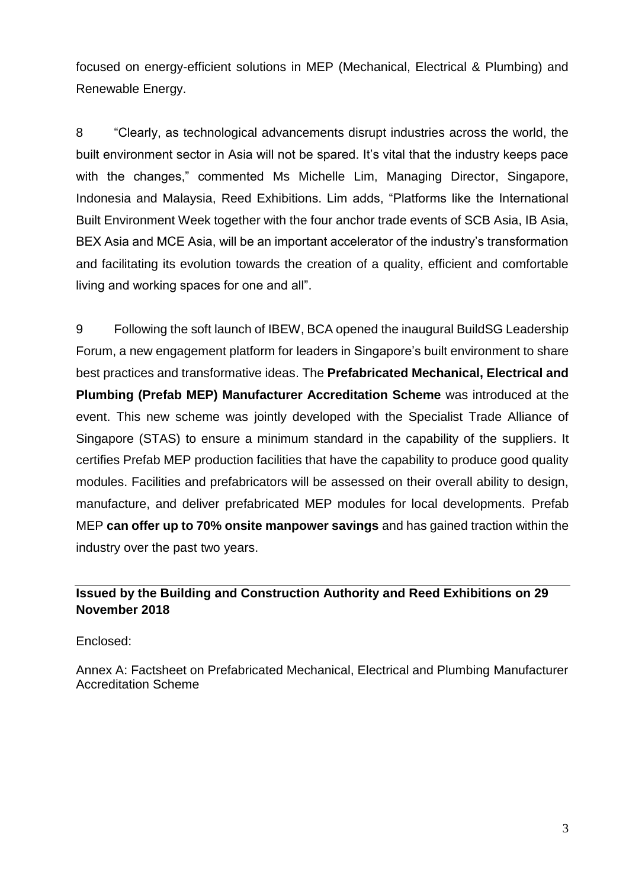focused on energy-efficient solutions in MEP (Mechanical, Electrical & Plumbing) and Renewable Energy.

8 "Clearly, as technological advancements disrupt industries across the world, the built environment sector in Asia will not be spared. It's vital that the industry keeps pace with the changes," commented Ms Michelle Lim, Managing Director, Singapore, Indonesia and Malaysia, Reed Exhibitions. Lim adds, "Platforms like the International Built Environment Week together with the four anchor trade events of SCB Asia, IB Asia, BEX Asia and MCE Asia, will be an important accelerator of the industry's transformation and facilitating its evolution towards the creation of a quality, efficient and comfortable living and working spaces for one and all".

9 Following the soft launch of IBEW, BCA opened the inaugural BuildSG Leadership Forum, a new engagement platform for leaders in Singapore's built environment to share best practices and transformative ideas. The **Prefabricated Mechanical, Electrical and Plumbing (Prefab MEP) Manufacturer Accreditation Scheme** was introduced at the event. This new scheme was jointly developed with the Specialist Trade Alliance of Singapore (STAS) to ensure a minimum standard in the capability of the suppliers. It certifies Prefab MEP production facilities that have the capability to produce good quality modules. Facilities and prefabricators will be assessed on their overall ability to design, manufacture, and deliver prefabricated MEP modules for local developments. Prefab MEP **can offer up to 70% onsite manpower savings** and has gained traction within the industry over the past two years.

**Issued by the Building and Construction Authority and Reed Exhibitions on 29 November 2018**

Enclosed:

Annex A: Factsheet on Prefabricated Mechanical, Electrical and Plumbing Manufacturer Accreditation Scheme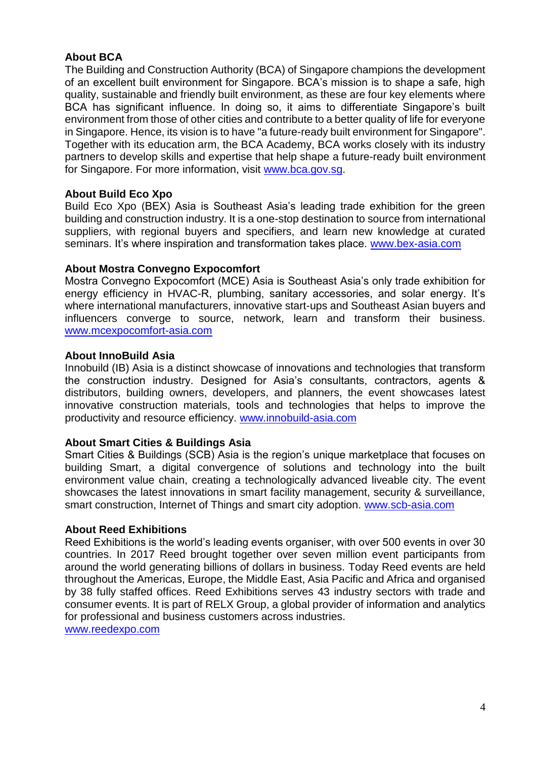**About BCA**

The Building and Construction Authority (BCA) of Singapore champions the development of an excellent built environment for Singapore. BCA's mission is to shape a safe, high quality, sustainable and friendly built environment, as these are four key elements where BCA has significant influence. In doing so, it aims to differentiate Singapore's built environment from those of other cities and contribute to a better quality of life for everyone in Singapore. Hence, its vision is to have "a future-ready built environment for Singapore". Together with its education arm, the BCA Academy, BCA works closely with its industry partners to develop skills and expertise that help shape a future-ready built environment for Singapore. For more information, visit www.bca.gov.sg.

**About Build Eco Xpo**

Build Eco Xpo (BEX) Asia is Southeast Asia's leading trade exhibition for the green building and construction industry. It is a one-stop destination to source from international suppliers, with regional buyers and specifiers, and learn new knowledge at curated seminars. It's where inspiration and transformation takes place. www.bex-asia.com

**About Mostra Convegno Expocomfort**

Mostra Convegno Expocomfort (MCE) Asia is Southeast Asia's only trade exhibition for energy efficiency in HVAC-R, plumbing, sanitary accessories, and solar energy. It's where international manufacturers, innovative start-ups and Southeast Asian buyers and influencers converge to source, network, learn and transform their business. www.mcexpocomfort-asia.com

**About InnoBuild Asia**

Innobuild (IB) Asia is a distinct showcase of innovations and technologies that transform the construction industry. Designed for Asia's consultants, contractors, agents & distributors, building owners, developers, and planners, the event showcases latest innovative construction materials, tools and technologies that helps to improve the productivity and resource efficiency. www.innobuild-asia.com

**About Smart Cities & Buildings Asia**

Smart Cities & Buildings (SCB) Asia is the region's unique marketplace that focuses on building Smart, a digital convergence of solutions and technology into the built environment value chain, creating a technologically advanced liveable city. The event showcases the latest innovations in smart facility management, security & surveillance, smart construction, Internet of Things and smart city adoption. www.scb-asia.com

**About Reed Exhibitions**

Reed Exhibitions is the world's leading events organiser, with over 500 events in over 30 countries. In 2017 Reed brought together over seven million event participants from around the world generating billions of dollars in business. Today Reed events are held throughout the Americas, Europe, the Middle East, Asia Pacific and Africa and organised by 38 fully staffed offices. Reed Exhibitions serves 43 industry sectors with trade and consumer events. It is part of RELX Group, a global provider of information and analytics for professional and business customers across industries.
www.reedexpo.com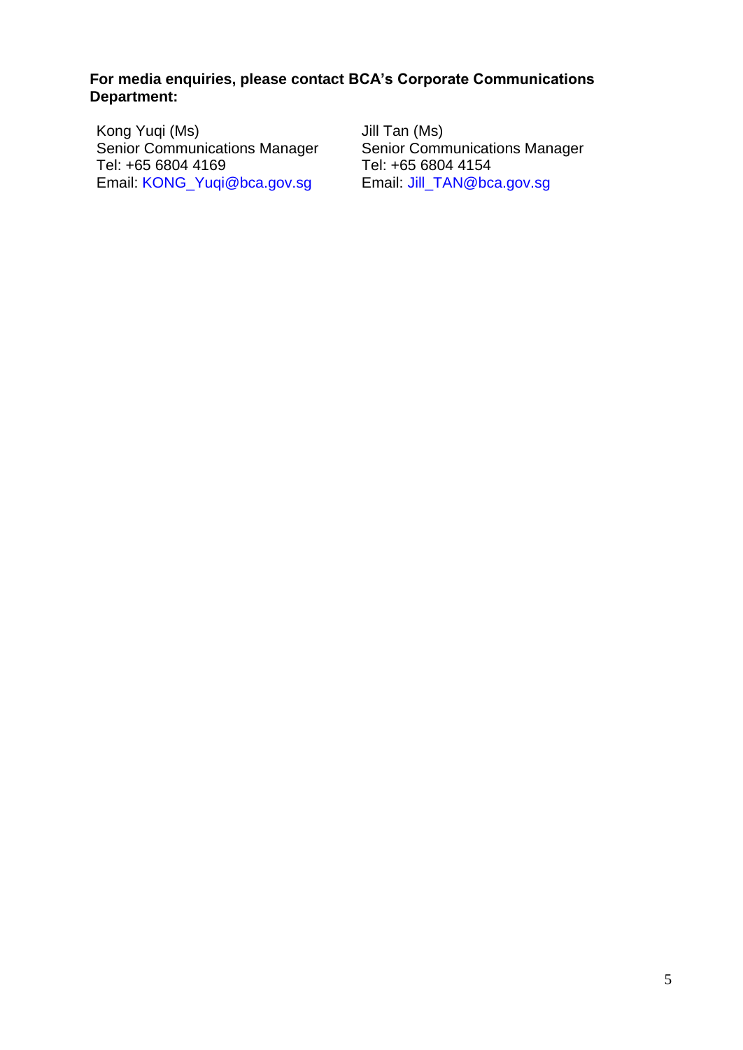**For media enquiries, please contact BCA's Corporate Communications Department:**

Kong Yuqi (Ms)
Senior Communications Manager
Tel: +65 6804 4169
Email: KONG_Yuqi@bca.gov.sg

Jill Tan (Ms)
Senior Communications Manager
Tel: +65 6804 4154
Email: Jill_TAN@bca.gov.sg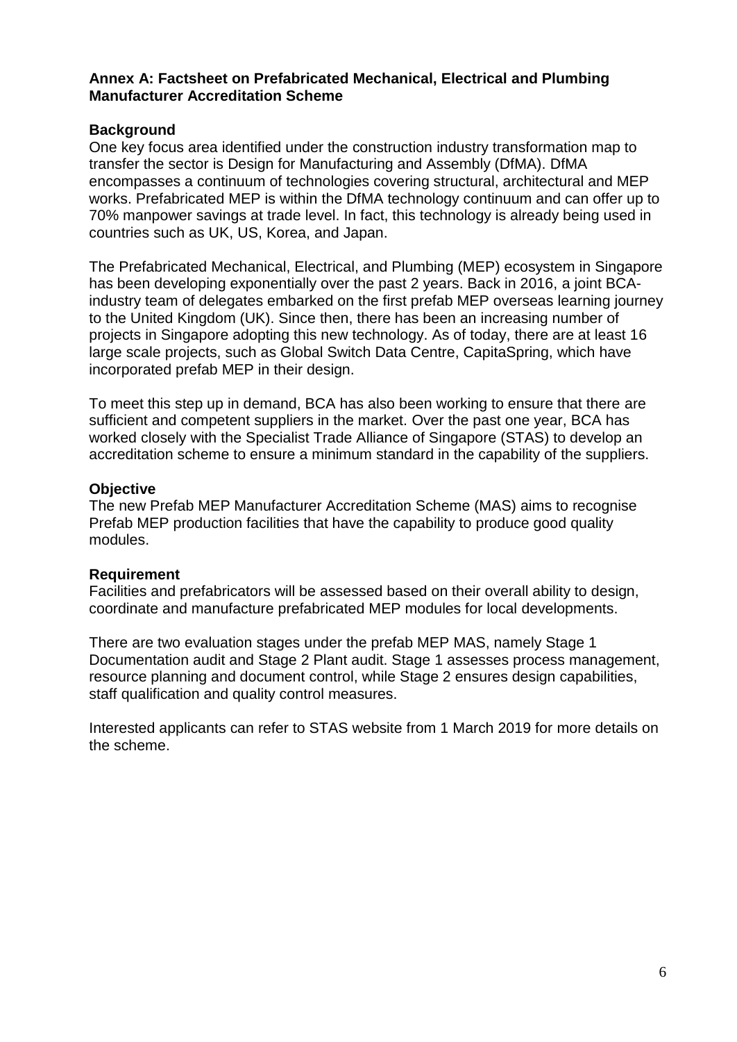**Annex A: Factsheet on Prefabricated Mechanical, Electrical and Plumbing Manufacturer Accreditation Scheme**

**Background**

One key focus area identified under the construction industry transformation map to transfer the sector is Design for Manufacturing and Assembly (DfMA). DfMA encompasses a continuum of technologies covering structural, architectural and MEP works. Prefabricated MEP is within the DfMA technology continuum and can offer up to 70% manpower savings at trade level. In fact, this technology is already being used in countries such as UK, US, Korea, and Japan.

The Prefabricated Mechanical, Electrical, and Plumbing (MEP) ecosystem in Singapore has been developing exponentially over the past 2 years. Back in 2016, a joint BCA-industry team of delegates embarked on the first prefab MEP overseas learning journey to the United Kingdom (UK). Since then, there has been an increasing number of projects in Singapore adopting this new technology. As of today, there are at least 16 large scale projects, such as Global Switch Data Centre, CapitaSpring, which have incorporated prefab MEP in their design.

To meet this step up in demand, BCA has also been working to ensure that there are sufficient and competent suppliers in the market. Over the past one year, BCA has worked closely with the Specialist Trade Alliance of Singapore (STAS) to develop an accreditation scheme to ensure a minimum standard in the capability of the suppliers.

**Objective**

The new Prefab MEP Manufacturer Accreditation Scheme (MAS) aims to recognise Prefab MEP production facilities that have the capability to produce good quality modules.

**Requirement**

Facilities and prefabricators will be assessed based on their overall ability to design, coordinate and manufacture prefabricated MEP modules for local developments.

There are two evaluation stages under the prefab MEP MAS, namely Stage 1 Documentation audit and Stage 2 Plant audit. Stage 1 assesses process management, resource planning and document control, while Stage 2 ensures design capabilities, staff qualification and quality control measures.

Interested applicants can refer to STAS website from 1 March 2019 for more details on the scheme.